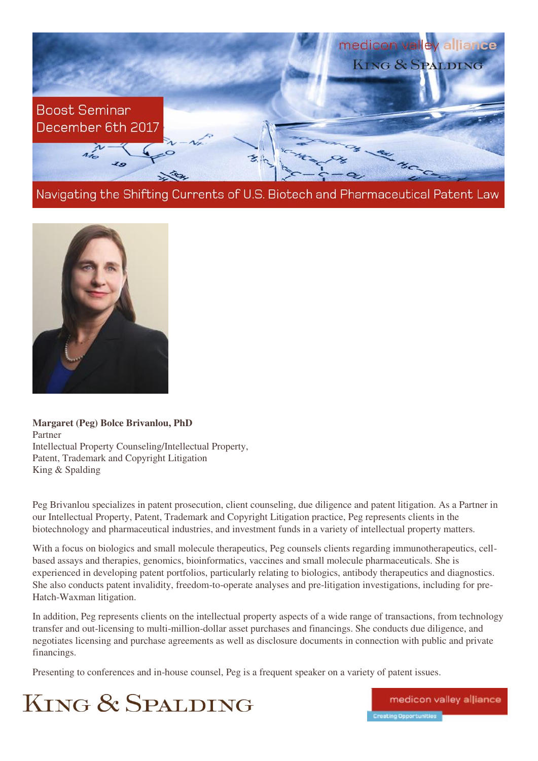Boost Seminar
December 6th 2017

medicon valley alliance
King & Spalding

# Navigating the Shifting Currents of U.S. Biotech and Pharmaceutical Patent Law

**Margaret (Peg) Bolce Brivanlou, PhD**
Partner
Intellectual Property Counseling/Intellectual Property,
Patent, Trademark and Copyright Litigation
King & Spalding

Peg Brivanlou specializes in patent prosecution, client counseling, due diligence and patent litigation. As a Partner in our Intellectual Property, Patent, Trademark and Copyright Litigation practice, Peg represents clients in the biotechnology and pharmaceutical industries, and investment funds in a variety of intellectual property matters.

With a focus on biologics and small molecule therapeutics, Peg counsels clients regarding immunotherapeutics, cell-based assays and therapies, genomics, bioinformatics, vaccines and small molecule pharmaceuticals. She is experienced in developing patent portfolios, particularly relating to biologics, antibody therapeutics and diagnostics. She also conducts patent invalidity, freedom-to-operate analyses and pre-litigation investigations, including for pre-Hatch-Waxman litigation.

In addition, Peg represents clients on the intellectual property aspects of a wide range of transactions, from technology transfer and out-licensing to multi-million-dollar asset purchases and financings. She conducts due diligence, and negotiates licensing and purchase agreements as well as disclosure documents in connection with public and private financings.

Presenting to conferences and in-house counsel, Peg is a frequent speaker on a variety of patent issues.

King & Spalding

medicon valley alliance
Creating Opportunities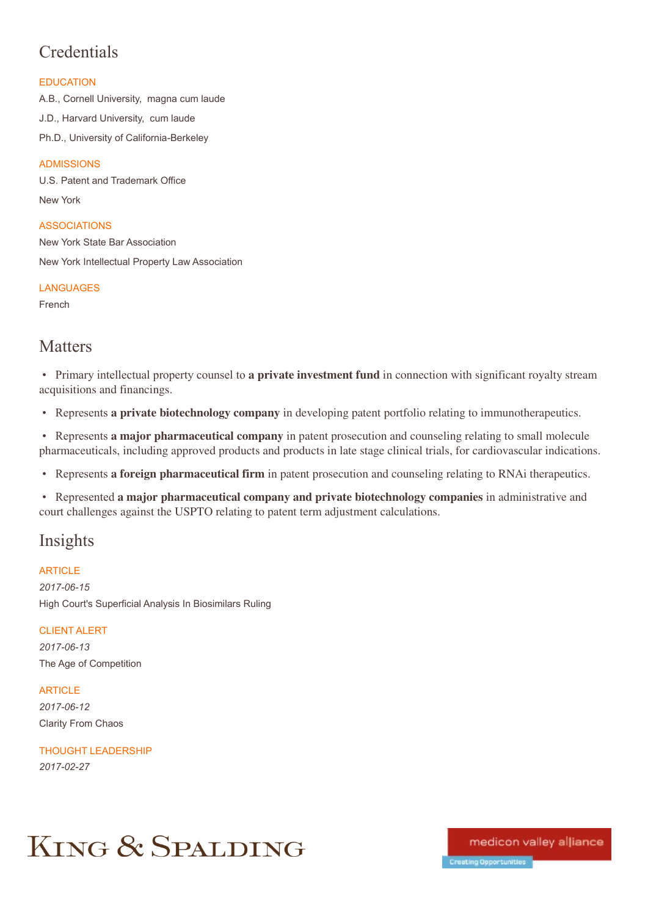## Credentials

### EDUCATION

A.B., Cornell University, magna cum laude

J.D., Harvard University, cum laude

Ph.D., University of California-Berkeley

### ADMISSIONS

U.S. Patent and Trademark Office

New York

### ASSOCIATIONS

New York State Bar Association

New York Intellectual Property Law Association

### LANGUAGES

French

## Matters

- Primary intellectual property counsel to **a private investment fund** in connection with significant royalty stream acquisitions and financings.
- Represents **a private biotechnology company** in developing patent portfolio relating to immunotherapeutics.
- Represents **a major pharmaceutical company** in patent prosecution and counseling relating to small molecule pharmaceuticals, including approved products and products in late stage clinical trials, for cardiovascular indications.
- Represents **a foreign pharmaceutical firm** in patent prosecution and counseling relating to RNAi therapeutics.
- Represented **a major pharmaceutical company and private biotechnology companies** in administrative and court challenges against the USPTO relating to patent term adjustment calculations.

## Insights

### ARTICLE

*2017-06-15*

High Court's Superficial Analysis In Biosimilars Ruling

### CLIENT ALERT

*2017-06-13*

The Age of Competition

### ARTICLE

*2017-06-12*

Clarity From Chaos

### THOUGHT LEADERSHIP

*2017-02-27*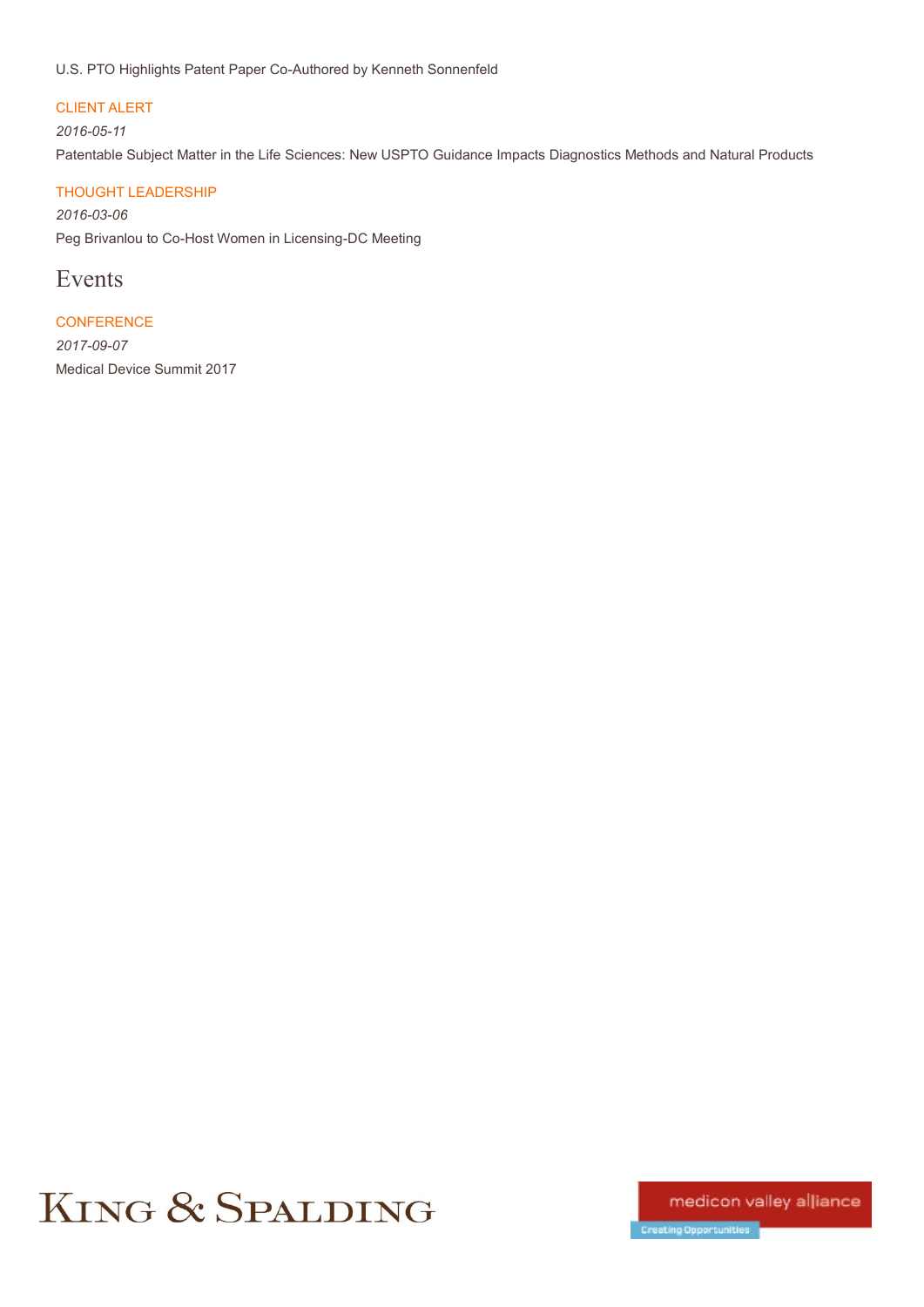U.S. PTO Highlights Patent Paper Co-Authored by Kenneth Sonnenfeld

CLIENT ALERT

*2016-05-11*

Patentable Subject Matter in the Life Sciences: New USPTO Guidance Impacts Diagnostics Methods and Natural Products

THOUGHT LEADERSHIP

*2016-03-06*

Peg Brivanlou to Co-Host Women in Licensing-DC Meeting

## Events

CONFERENCE

*2017-09-07*

Medical Device Summit 2017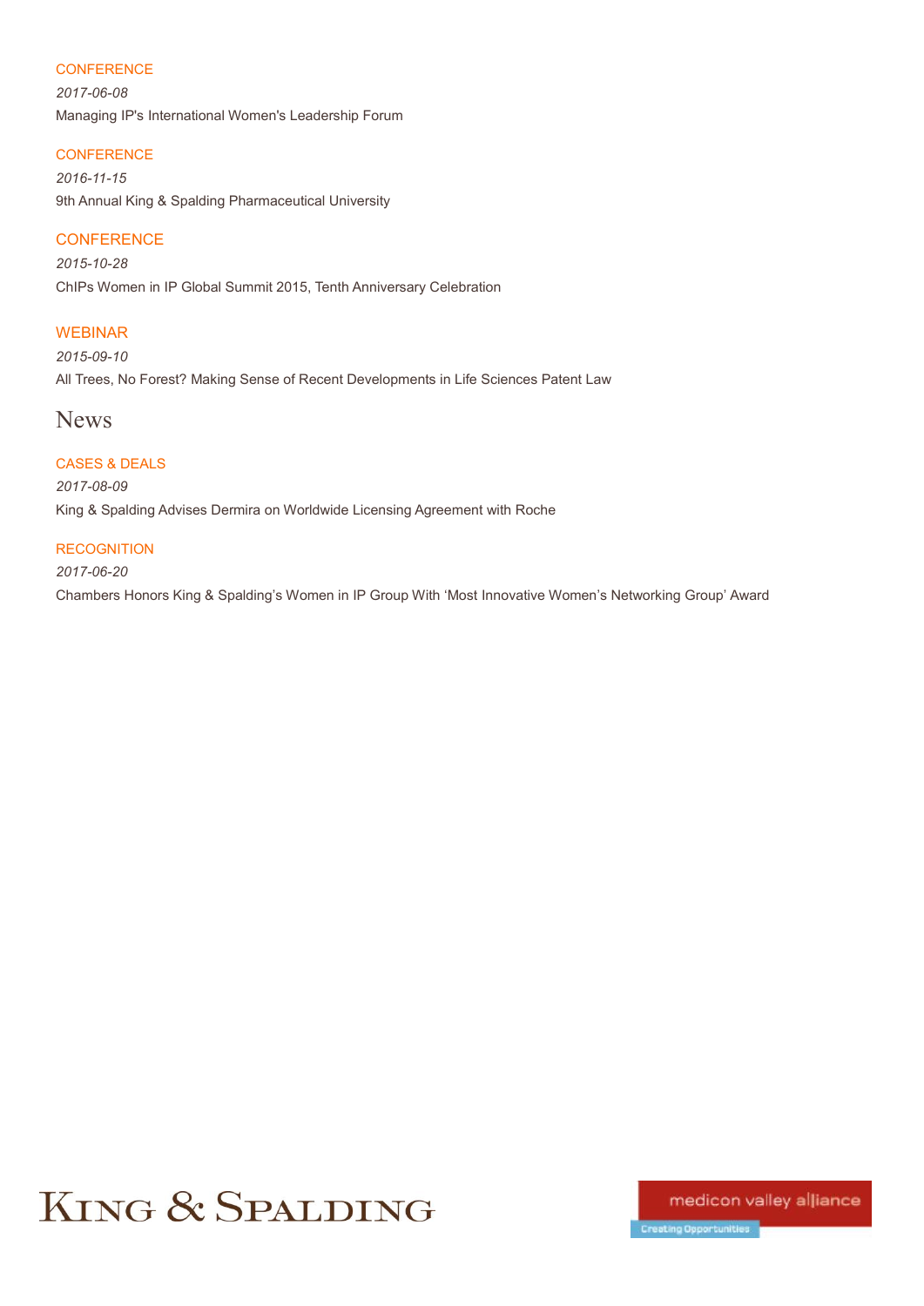CONFERENCE

*2017-06-08*

Managing IP's International Women's Leadership Forum

CONFERENCE

*2016-11-15*

9th Annual King & Spalding Pharmaceutical University

CONFERENCE

*2015-10-28*

ChIPs Women in IP Global Summit 2015, Tenth Anniversary Celebration

WEBINAR

*2015-09-10*

All Trees, No Forest? Making Sense of Recent Developments in Life Sciences Patent Law

## News

CASES & DEALS

*2017-08-09*

King & Spalding Advises Dermira on Worldwide Licensing Agreement with Roche

RECOGNITION

*2017-06-20*

Chambers Honors King & Spalding's Women in IP Group With 'Most Innovative Women's Networking Group' Award